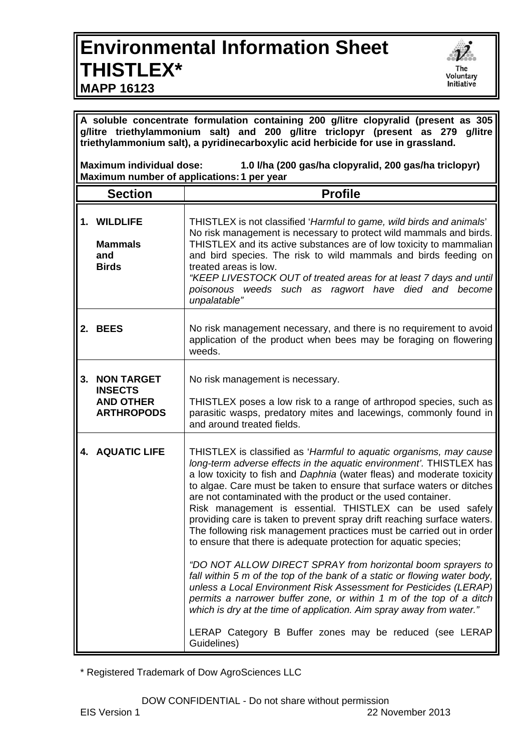# Environmental Information Sheet THISTLEX*

**MAPP 16123**

**A soluble concentrate formulation containing 200 g/litre clopyralid (present as 305 g/litre triethylammonium salt) and 200 g/litre triclopyr (present as 279 g/litre triethylammonium salt), a pyridinecarboxylic acid herbicide for use in grassland.**

**Maximum individual dose: 1.0 l/ha (200 gas/ha clopyralid, 200 gas/ha triclopyr)**
**Maximum number of applications: 1 per year**

| Section | Profile |
|---|---|
| **1. WILDLIFE**<br><br>**Mammals and Birds** | THISTLEX is not classified '*Harmful to game, wild birds and animals*'<br>No risk management is necessary to protect wild mammals and birds. THISTLEX and its active substances are of low toxicity to mammalian and bird species. The risk to wild mammals and birds feeding on treated areas is low.<br>*"KEEP LIVESTOCK OUT of treated areas for at least 7 days and until poisonous weeds such as ragwort have died and become unpalatable"* |
| **2. BEES** | No risk management necessary, and there is no requirement to avoid application of the product when bees may be foraging on flowering weeds. |
| **3. NON TARGET INSECTS AND OTHER ARTHROPODS** | No risk management is necessary.<br><br>THISTLEX poses a low risk to a range of arthropod species, such as parasitic wasps, predatory mites and lacewings, commonly found in and around treated fields. |
| **4. AQUATIC LIFE** | THISTLEX is classified as '*Harmful to aquatic organisms, may cause long-term adverse effects in the aquatic environment'*. THISTLEX has a low toxicity to fish and *Daphnia* (water fleas) and moderate toxicity to algae. Care must be taken to ensure that surface waters or ditches are not contaminated with the product or the used container.<br>Risk management is essential. THISTLEX can be used safely providing care is taken to prevent spray drift reaching surface waters. The following risk management practices must be carried out in order to ensure that there is adequate protection for aquatic species;<br><br>*"DO NOT ALLOW DIRECT SPRAY from horizontal boom sprayers to fall within 5 m of the top of the bank of a static or flowing water body, unless a Local Environment Risk Assessment for Pesticides (LERAP) permits a narrower buffer zone, or within 1 m of the top of a ditch which is dry at the time of application. Aim spray away from water."*<br><br>LERAP Category B Buffer zones may be reduced (see LERAP Guidelines) |

\* Registered Trademark of Dow AgroSciences LLC

DOW CONFIDENTIAL - Do not share without permission

EIS Version 1 22 November 2013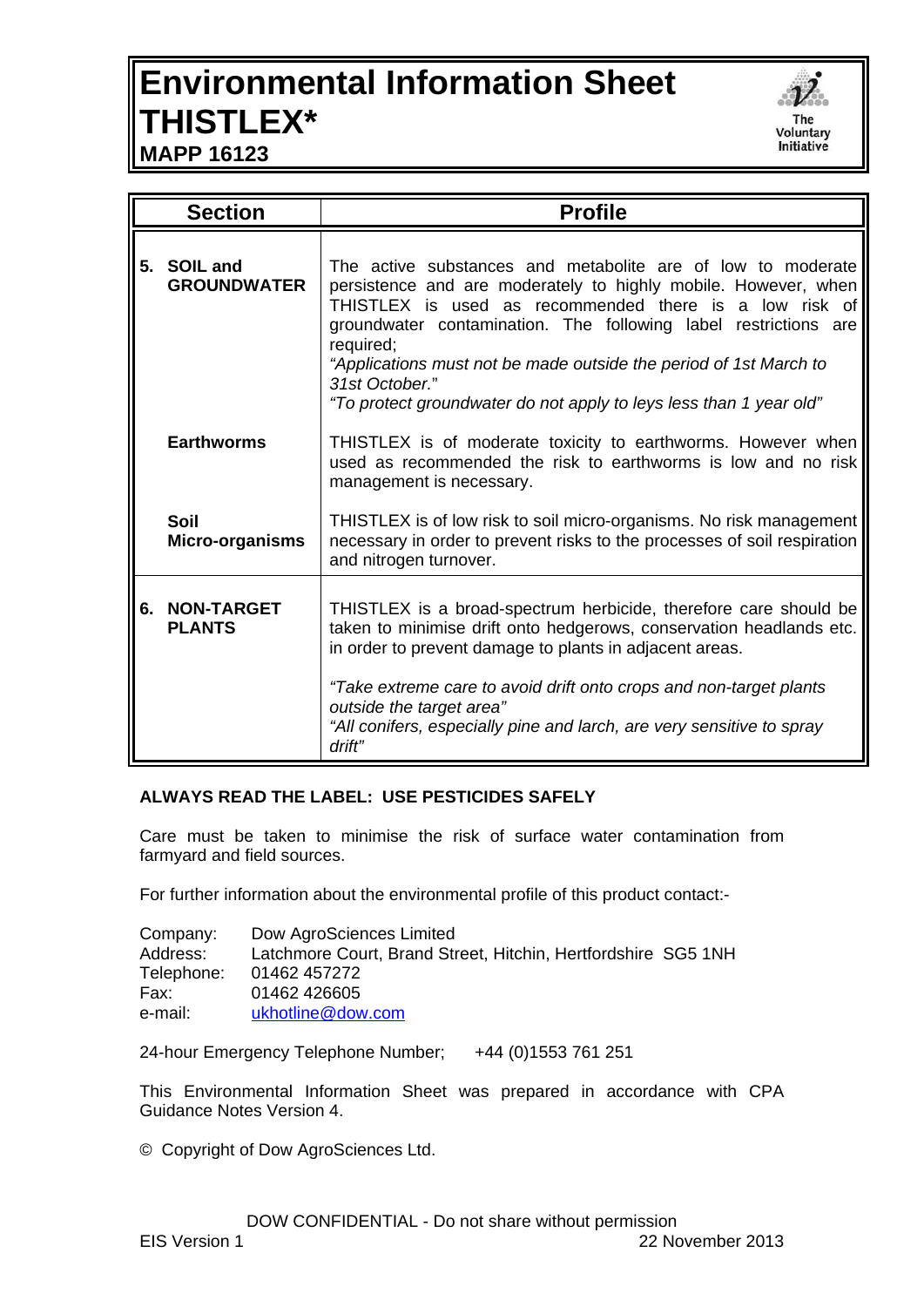# Environmental Information Sheet THISTLEX*

**MAPP 16123**

| Section | Profile |
|---|---|
| **5. SOIL and GROUNDWATER** | The active substances and metabolite are of low to moderate persistence and are moderately to highly mobile. However, when THISTLEX is used as recommended there is a low risk of groundwater contamination. The following label restrictions are required; *"Applications must not be made outside the period of 1st March to 31st October."* *"To protect groundwater do not apply to leys less than 1 year old"* |
| **Earthworms** | THISTLEX is of moderate toxicity to earthworms. However when used as recommended the risk to earthworms is low and no risk management is necessary. |
| **Soil Micro-organisms** | THISTLEX is of low risk to soil micro-organisms. No risk management necessary in order to prevent risks to the processes of soil respiration and nitrogen turnover. |
| **6. NON-TARGET PLANTS** | THISTLEX is a broad-spectrum herbicide, therefore care should be taken to minimise drift onto hedgerows, conservation headlands etc. in order to prevent damage to plants in adjacent areas. *"Take extreme care to avoid drift onto crops and non-target plants outside the target area"* *"All conifers, especially pine and larch, are very sensitive to spray drift"* |

**ALWAYS READ THE LABEL: USE PESTICIDES SAFELY**

Care must be taken to minimise the risk of surface water contamination from farmyard and field sources.

For further information about the environmental profile of this product contact:-

Company: Dow AgroSciences Limited
Address: Latchmore Court, Brand Street, Hitchin, Hertfordshire SG5 1NH
Telephone: 01462 457272
Fax: 01462 426605
e-mail: ukhotline@dow.com

24-hour Emergency Telephone Number; +44 (0)1553 761 251

This Environmental Information Sheet was prepared in accordance with CPA Guidance Notes Version 4.

© Copyright of Dow AgroSciences Ltd.

DOW CONFIDENTIAL - Do not share without permission

EIS Version 1 22 November 2013